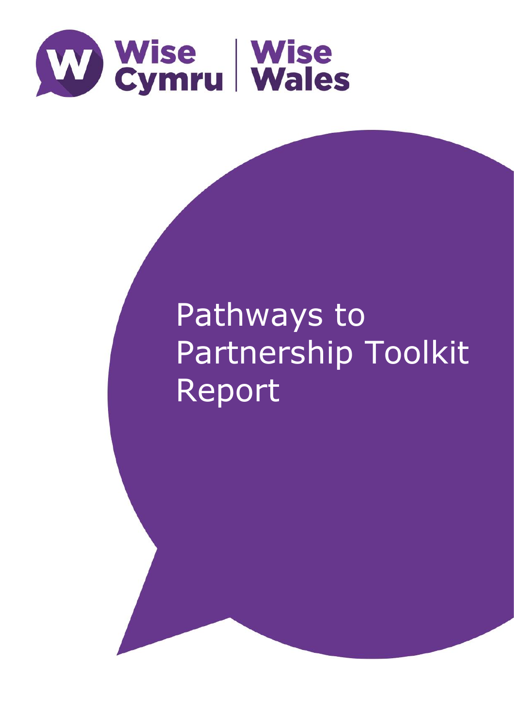Wise Cymru | Wise Wales

# Pathways to Partnership Toolkit Report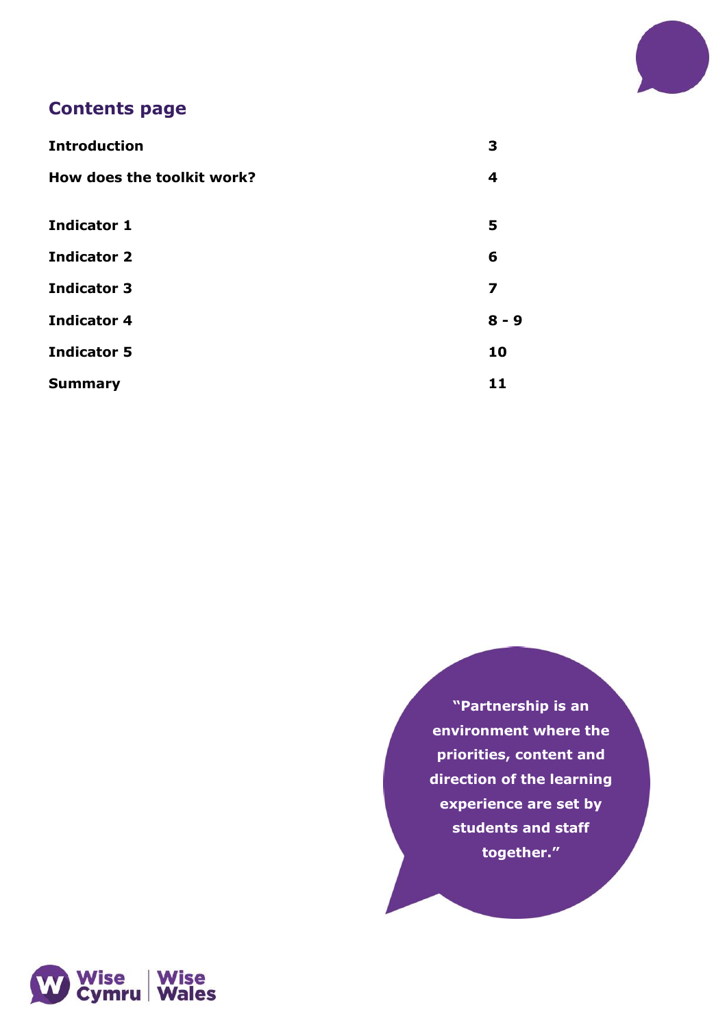## Contents page

| | |
|---|---|
| **Introduction** | **3** |
| **How does the toolkit work?** | **4** |
| **Indicator 1** | **5** |
| **Indicator 2** | **6** |
| **Indicator 3** | **7** |
| **Indicator 4** | **8 - 9** |
| **Indicator 5** | **10** |
| **Summary** | **11** |

**"Partnership is an environment where the priorities, content and direction of the learning experience are set by students and staff together."**

Wise Cymru | Wise Wales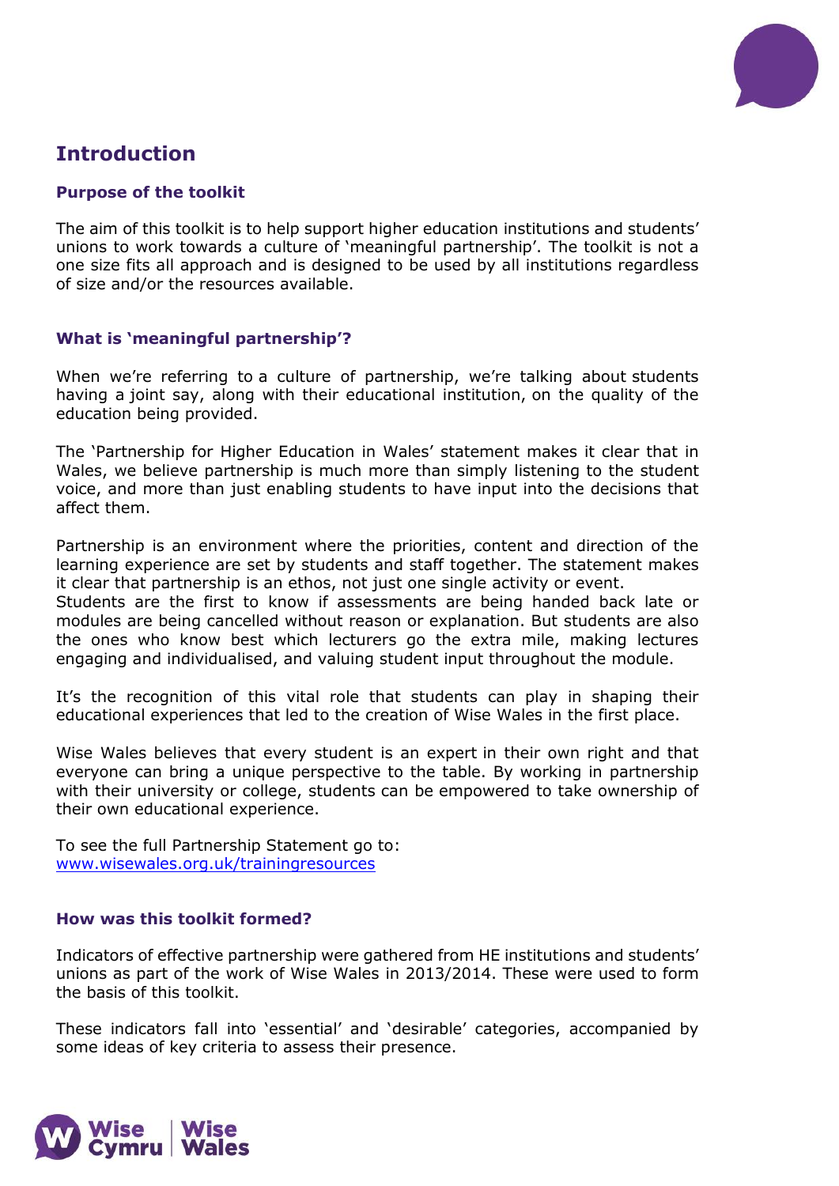## Introduction

### Purpose of the toolkit

The aim of this toolkit is to help support higher education institutions and students' unions to work towards a culture of 'meaningful partnership'. The toolkit is not a one size fits all approach and is designed to be used by all institutions regardless of size and/or the resources available.

### What is 'meaningful partnership'?

When we're referring to a culture of partnership, we're talking about students having a joint say, along with their educational institution, on the quality of the education being provided.

The 'Partnership for Higher Education in Wales' statement makes it clear that in Wales, we believe partnership is much more than simply listening to the student voice, and more than just enabling students to have input into the decisions that affect them.

Partnership is an environment where the priorities, content and direction of the learning experience are set by students and staff together. The statement makes it clear that partnership is an ethos, not just one single activity or event.
Students are the first to know if assessments are being handed back late or modules are being cancelled without reason or explanation. But students are also the ones who know best which lecturers go the extra mile, making lectures engaging and individualised, and valuing student input throughout the module.

It's the recognition of this vital role that students can play in shaping their educational experiences that led to the creation of Wise Wales in the first place.

Wise Wales believes that every student is an expert in their own right and that everyone can bring a unique perspective to the table. By working in partnership with their university or college, students can be empowered to take ownership of their own educational experience.

To see the full Partnership Statement go to:
[www.wisewales.org.uk/trainingresources](http://www.wisewales.org.uk/trainingresources)

### How was this toolkit formed?

Indicators of effective partnership were gathered from HE institutions and students' unions as part of the work of Wise Wales in 2013/2014. These were used to form the basis of this toolkit.

These indicators fall into 'essential' and 'desirable' categories, accompanied by some ideas of key criteria to assess their presence.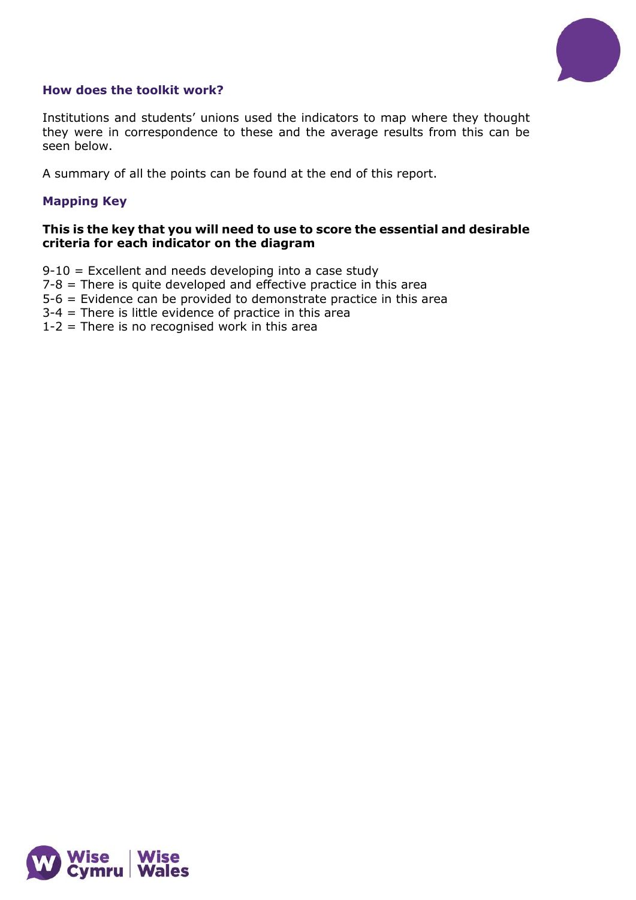### How does the toolkit work?

Institutions and students' unions used the indicators to map where they thought they were in correspondence to these and the average results from this can be seen below.

A summary of all the points can be found at the end of this report.

### Mapping Key

**This is the key that you will need to use to score the essential and desirable criteria for each indicator on the diagram**

9-10 = Excellent and needs developing into a case study  
7-8 = There is quite developed and effective practice in this area  
5-6 = Evidence can be provided to demonstrate practice in this area  
3-4 = There is little evidence of practice in this area  
1-2 = There is no recognised work in this area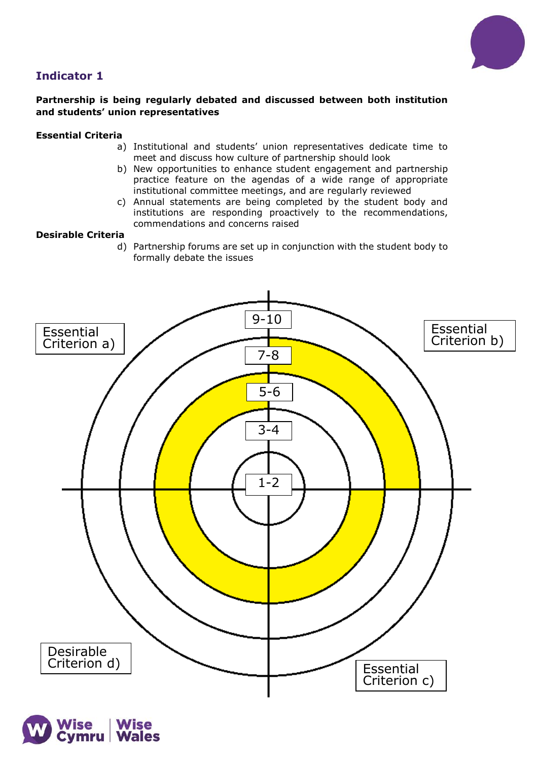## Indicator 1

**Partnership is being regularly debated and discussed between both institution and students' union representatives**

**Essential Criteria**

a) Institutional and students' union representatives dedicate time to meet and discuss how culture of partnership should look
b) New opportunities to enhance student engagement and partnership practice feature on the agendas of a wide range of appropriate institutional committee meetings, and are regularly reviewed
c) Annual statements are being completed by the student body and institutions are responding proactively to the recommendations, commendations and concerns raised

**Desirable Criteria**

d) Partnership forums are set up in conjunction with the student body to formally debate the issues

Essential Criterion a)

Essential Criterion b)

9-10

7-8

5-6

3-4

1-2

Desirable Criterion d)

Essential Criterion c)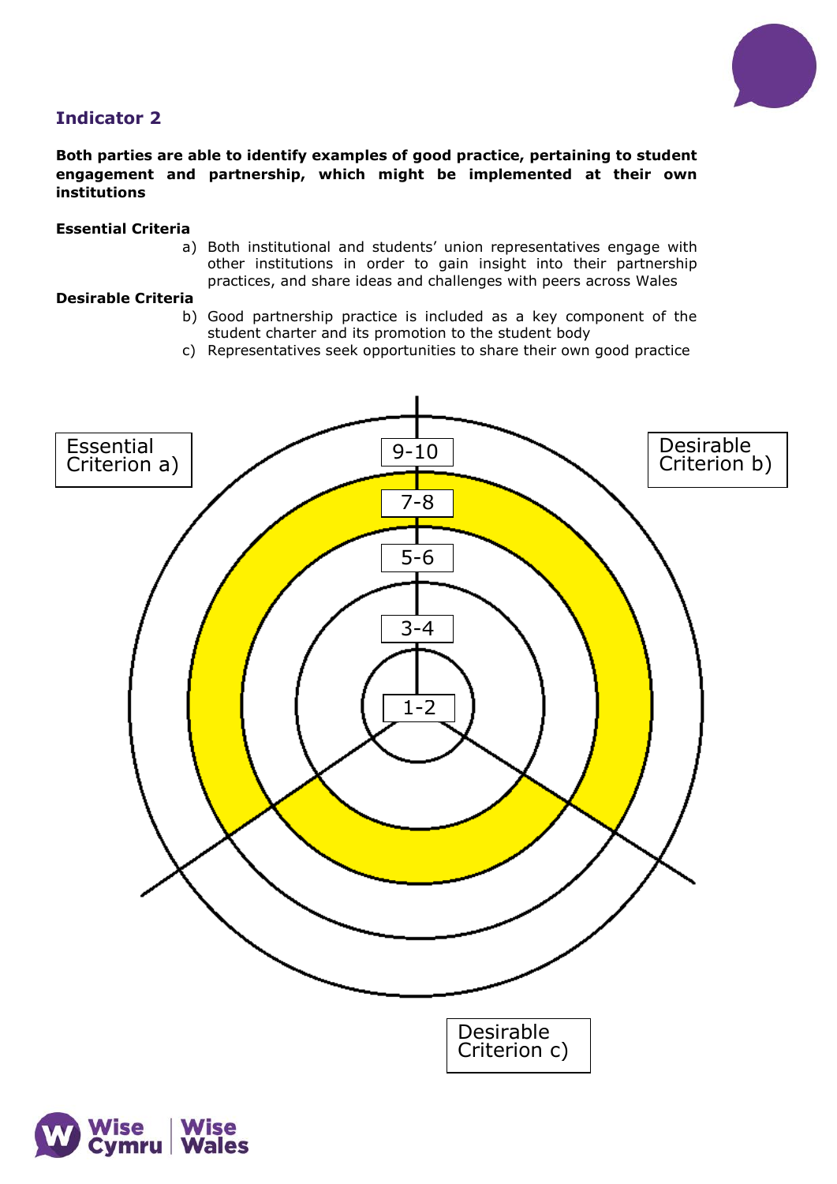## Indicator 2

**Both parties are able to identify examples of good practice, pertaining to student engagement and partnership, which might be implemented at their own institutions**

**Essential Criteria**

a) Both institutional and students' union representatives engage with other institutions in order to gain insight into their partnership practices, and share ideas and challenges with peers across Wales

**Desirable Criteria**

b) Good partnership practice is included as a key component of the student charter and its promotion to the student body
c) Representatives seek opportunities to share their own good practice

Essential Criterion a)

Desirable Criterion b)

9-10

7-8

5-6

3-4

1-2

Desirable Criterion c)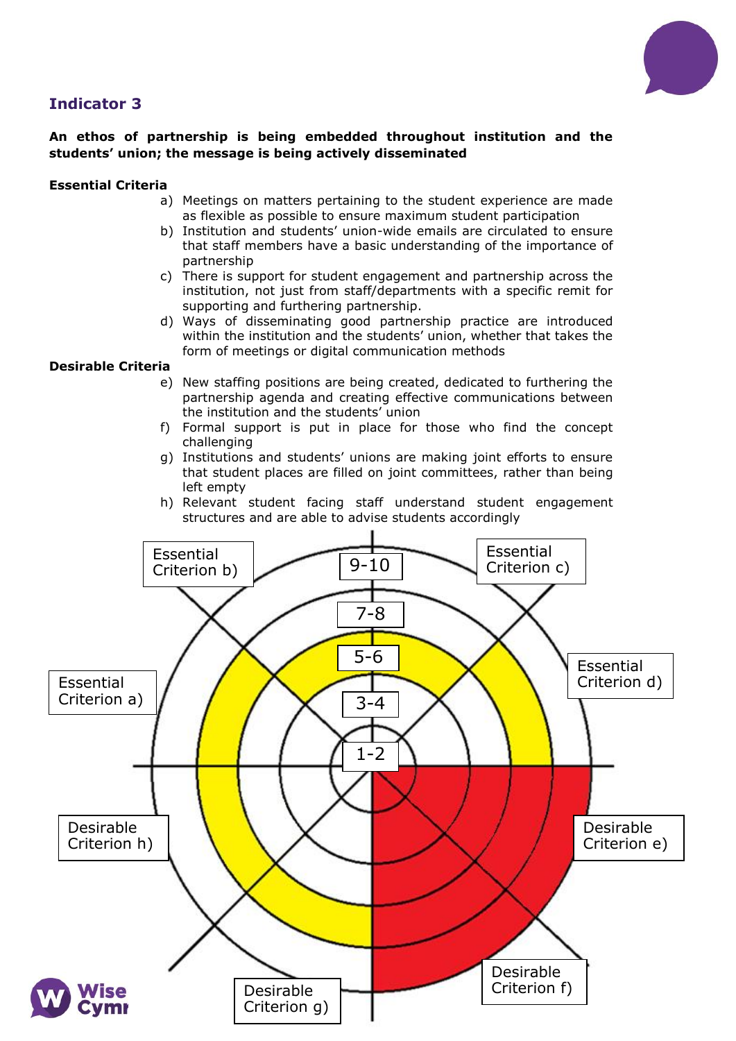## Indicator 3

**An ethos of partnership is being embedded throughout institution and the students' union; the message is being actively disseminated**

**Essential Criteria**

a) Meetings on matters pertaining to the student experience are made as flexible as possible to ensure maximum student participation
b) Institution and students' union-wide emails are circulated to ensure that staff members have a basic understanding of the importance of partnership
c) There is support for student engagement and partnership across the institution, not just from staff/departments with a specific remit for supporting and furthering partnership.
d) Ways of disseminating good partnership practice are introduced within the institution and the students' union, whether that takes the form of meetings or digital communication methods

**Desirable Criteria**

e) New staffing positions are being created, dedicated to furthering the partnership agenda and creating effective communications between the institution and the students' union
f) Formal support is put in place for those who find the concept challenging
g) Institutions and students' unions are making joint efforts to ensure that student places are filled on joint committees, rather than being left empty
h) Relevant student facing staff understand student engagement structures and are able to advise students accordingly

Essential Criterion b) | Essential Criterion c) | Essential Criterion a) | Essential Criterion d) | Desirable Criterion h) | Desirable Criterion e) | Desirable Criterion g) | Desirable Criterion f)

9-10 | 7-8 | 5-6 | 3-4 | 1-2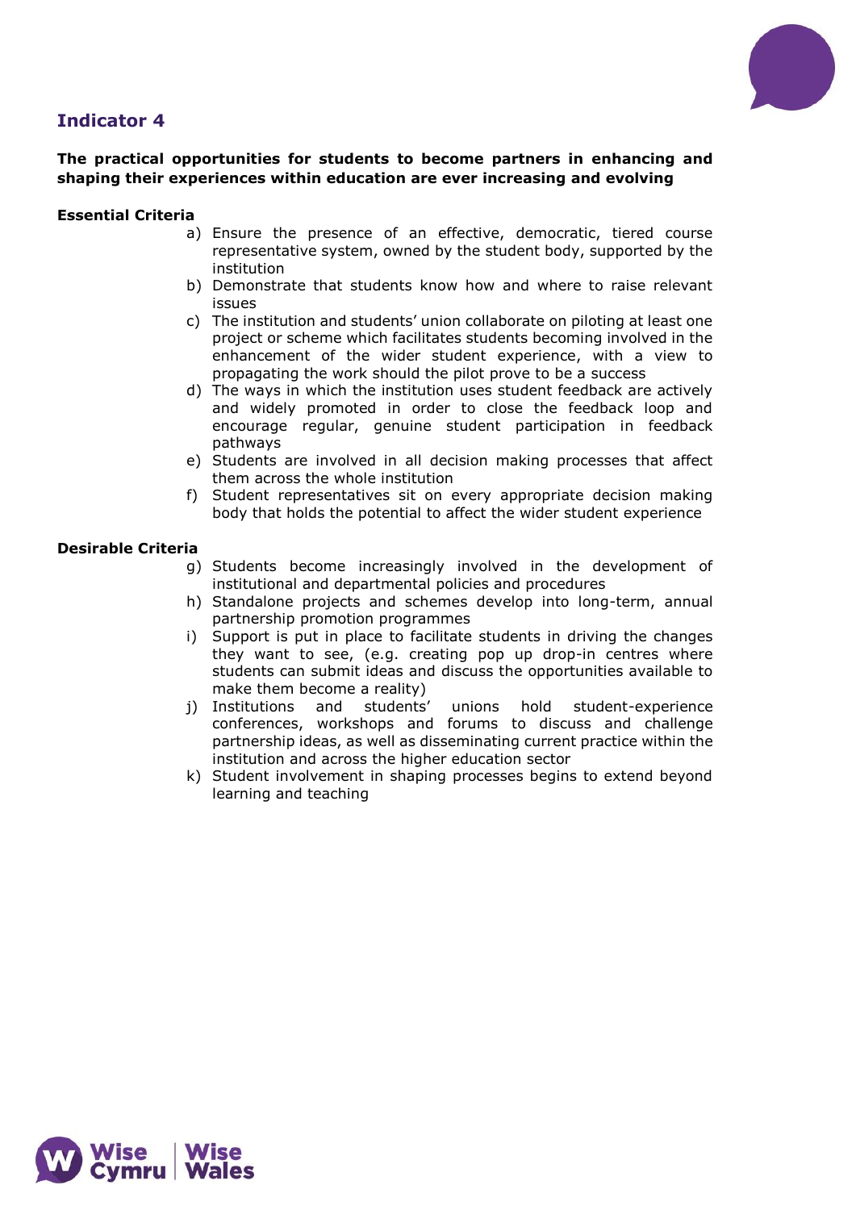## Indicator 4

**The practical opportunities for students to become partners in enhancing and shaping their experiences within education are ever increasing and evolving**

**Essential Criteria**

a) Ensure the presence of an effective, democratic, tiered course representative system, owned by the student body, supported by the institution
b) Demonstrate that students know how and where to raise relevant issues
c) The institution and students' union collaborate on piloting at least one project or scheme which facilitates students becoming involved in the enhancement of the wider student experience, with a view to propagating the work should the pilot prove to be a success
d) The ways in which the institution uses student feedback are actively and widely promoted in order to close the feedback loop and encourage regular, genuine student participation in feedback pathways
e) Students are involved in all decision making processes that affect them across the whole institution
f) Student representatives sit on every appropriate decision making body that holds the potential to affect the wider student experience

**Desirable Criteria**

g) Students become increasingly involved in the development of institutional and departmental policies and procedures
h) Standalone projects and schemes develop into long-term, annual partnership promotion programmes
i) Support is put in place to facilitate students in driving the changes they want to see, (e.g. creating pop up drop-in centres where students can submit ideas and discuss the opportunities available to make them become a reality)
j) Institutions and students' unions hold student-experience conferences, workshops and forums to discuss and challenge partnership ideas, as well as disseminating current practice within the institution and across the higher education sector
k) Student involvement in shaping processes begins to extend beyond learning and teaching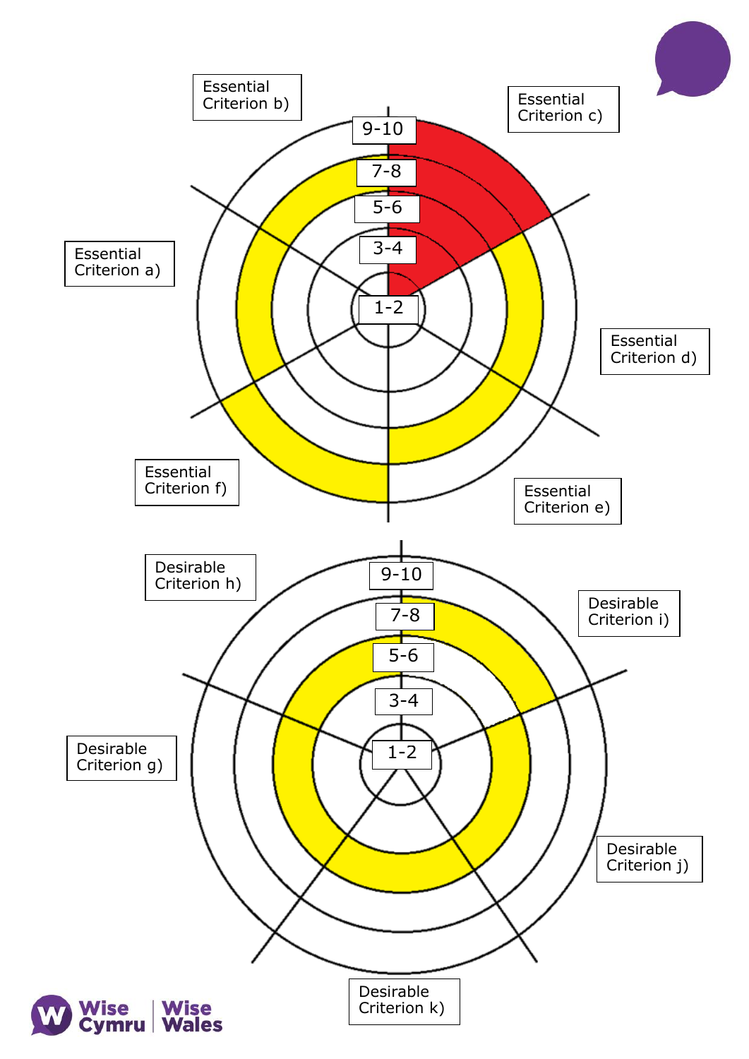Essential Criterion b)

Essential Criterion c)

9-10

7-8

5-6

3-4

1-2

Essential Criterion a)

Essential Criterion d)

Essential Criterion f)

Essential Criterion e)

Desirable Criterion h)

9-10

Desirable Criterion i)

7-8

5-6

3-4

1-2

Desirable Criterion g)

Desirable Criterion j)

Desirable Criterion k)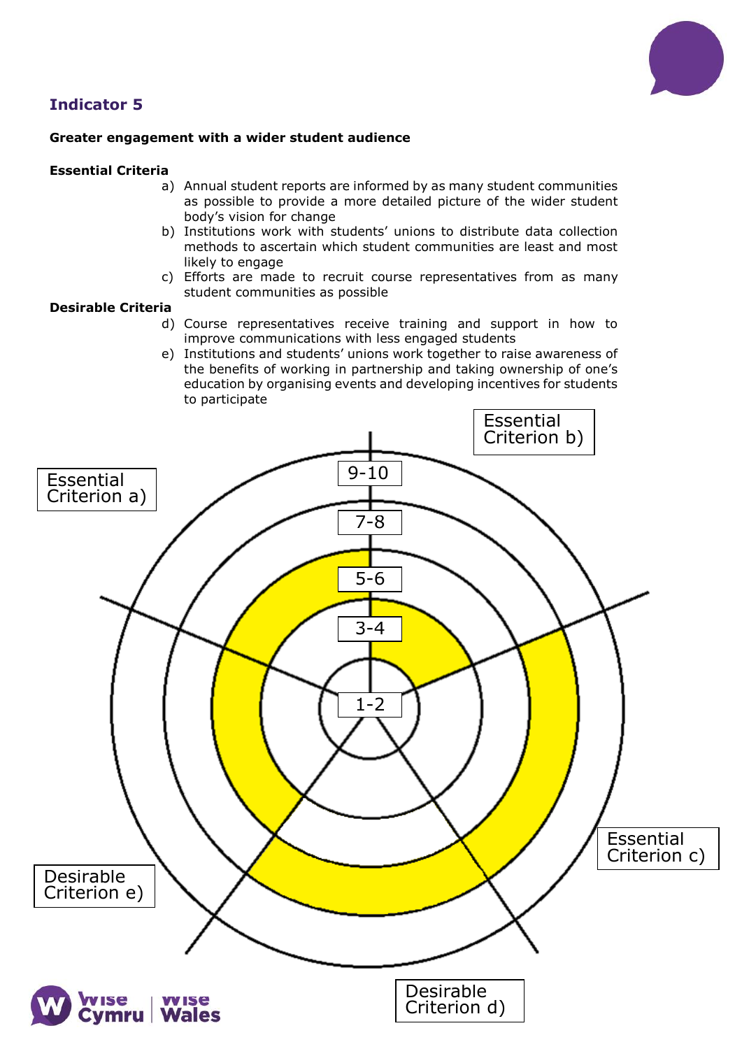## Indicator 5

**Greater engagement with a wider student audience**

**Essential Criteria**

a) Annual student reports are informed by as many student communities as possible to provide a more detailed picture of the wider student body's vision for change
b) Institutions work with students' unions to distribute data collection methods to ascertain which student communities are least and most likely to engage
c) Efforts are made to recruit course representatives from as many student communities as possible

**Desirable Criteria**

d) Course representatives receive training and support in how to improve communications with less engaged students
e) Institutions and students' unions work together to raise awareness of the benefits of working in partnership and taking ownership of one's education by organising events and developing incentives for students to participate

Essential Criterion a)

Essential Criterion b)

Essential Criterion c)

Desirable Criterion d)

Desirable Criterion e)

9-10

7-8

5-6

3-4

1-2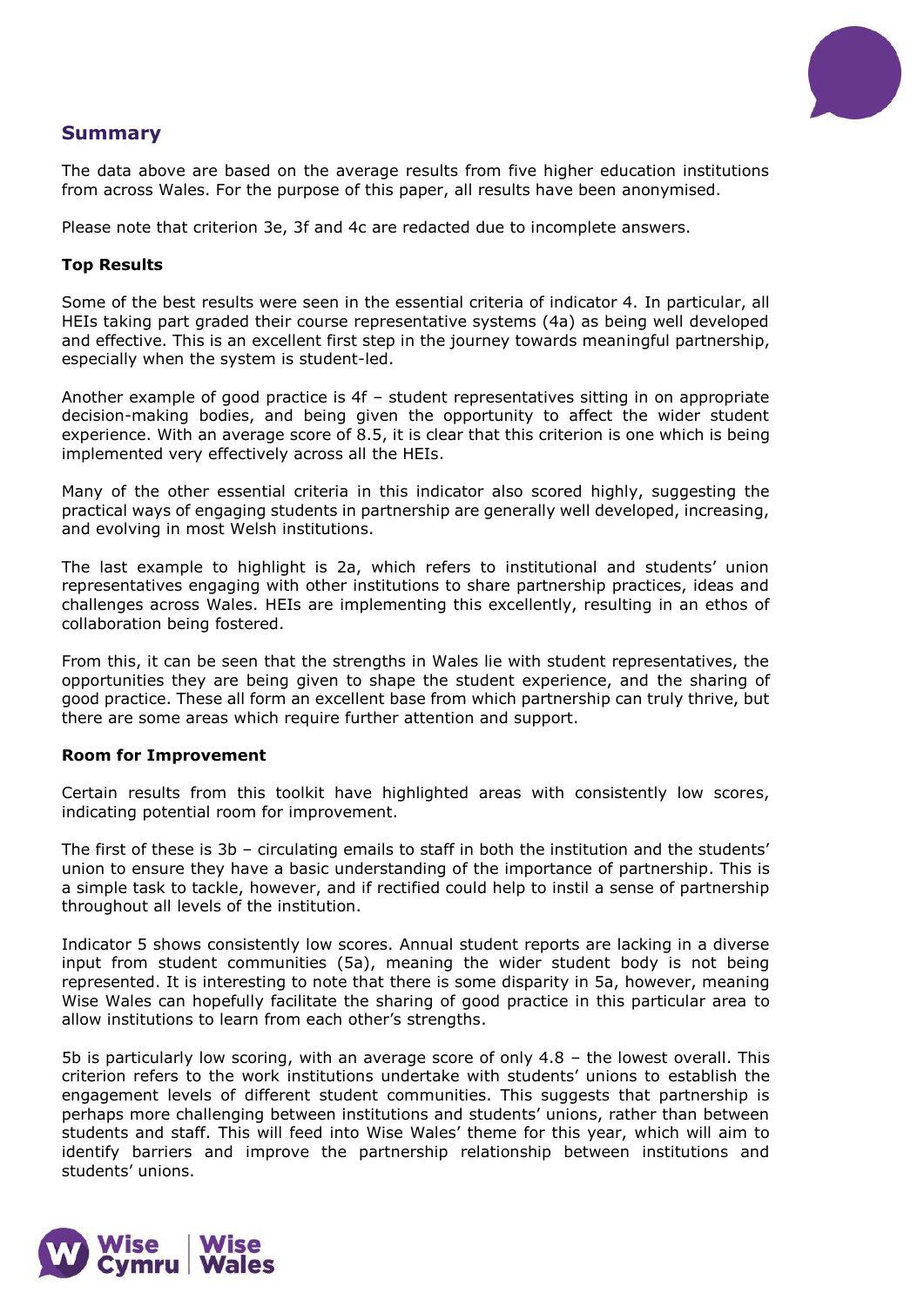## Summary

The data above are based on the average results from five higher education institutions from across Wales. For the purpose of this paper, all results have been anonymised.

Please note that criterion 3e, 3f and 4c are redacted due to incomplete answers.

### Top Results

Some of the best results were seen in the essential criteria of indicator 4. In particular, all HEIs taking part graded their course representative systems (4a) as being well developed and effective. This is an excellent first step in the journey towards meaningful partnership, especially when the system is student-led.

Another example of good practice is 4f – student representatives sitting in on appropriate decision-making bodies, and being given the opportunity to affect the wider student experience. With an average score of 8.5, it is clear that this criterion is one which is being implemented very effectively across all the HEIs.

Many of the other essential criteria in this indicator also scored highly, suggesting the practical ways of engaging students in partnership are generally well developed, increasing, and evolving in most Welsh institutions.

The last example to highlight is 2a, which refers to institutional and students' union representatives engaging with other institutions to share partnership practices, ideas and challenges across Wales. HEIs are implementing this excellently, resulting in an ethos of collaboration being fostered.

From this, it can be seen that the strengths in Wales lie with student representatives, the opportunities they are being given to shape the student experience, and the sharing of good practice. These all form an excellent base from which partnership can truly thrive, but there are some areas which require further attention and support.

### Room for Improvement

Certain results from this toolkit have highlighted areas with consistently low scores, indicating potential room for improvement.

The first of these is 3b – circulating emails to staff in both the institution and the students' union to ensure they have a basic understanding of the importance of partnership. This is a simple task to tackle, however, and if rectified could help to instil a sense of partnership throughout all levels of the institution.

Indicator 5 shows consistently low scores. Annual student reports are lacking in a diverse input from student communities (5a), meaning the wider student body is not being represented. It is interesting to note that there is some disparity in 5a, however, meaning Wise Wales can hopefully facilitate the sharing of good practice in this particular area to allow institutions to learn from each other's strengths.

5b is particularly low scoring, with an average score of only 4.8 – the lowest overall. This criterion refers to the work institutions undertake with students' unions to establish the engagement levels of different student communities. This suggests that partnership is perhaps more challenging between institutions and students' unions, rather than between students and staff. This will feed into Wise Wales' theme for this year, which will aim to identify barriers and improve the partnership relationship between institutions and students' unions.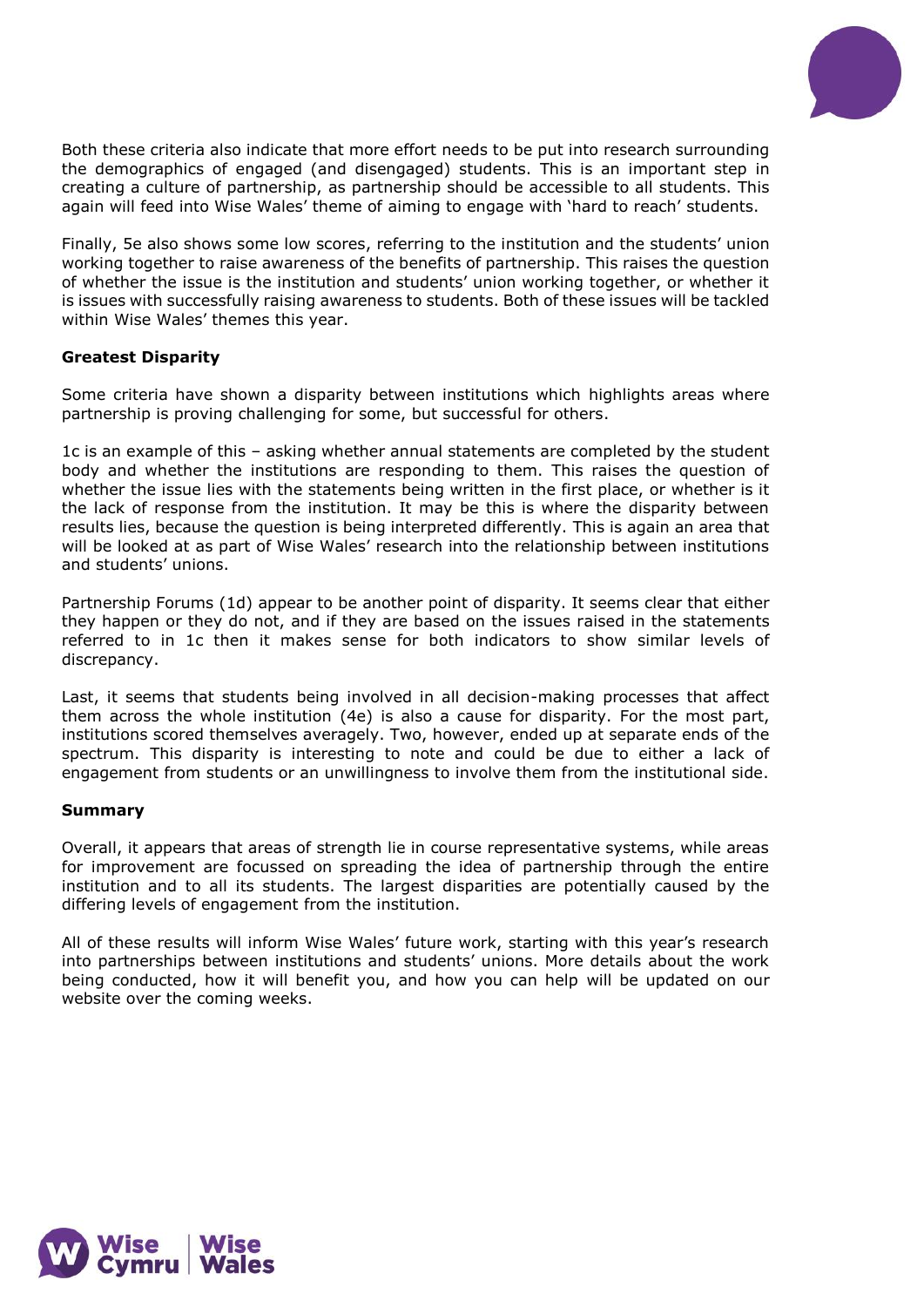Both these criteria also indicate that more effort needs to be put into research surrounding the demographics of engaged (and disengaged) students. This is an important step in creating a culture of partnership, as partnership should be accessible to all students. This again will feed into Wise Wales' theme of aiming to engage with 'hard to reach' students.

Finally, 5e also shows some low scores, referring to the institution and the students' union working together to raise awareness of the benefits of partnership. This raises the question of whether the issue is the institution and students' union working together, or whether it is issues with successfully raising awareness to students. Both of these issues will be tackled within Wise Wales' themes this year.

**Greatest Disparity**

Some criteria have shown a disparity between institutions which highlights areas where partnership is proving challenging for some, but successful for others.

1c is an example of this – asking whether annual statements are completed by the student body and whether the institutions are responding to them. This raises the question of whether the issue lies with the statements being written in the first place, or whether is it the lack of response from the institution. It may be this is where the disparity between results lies, because the question is being interpreted differently. This is again an area that will be looked at as part of Wise Wales' research into the relationship between institutions and students' unions.

Partnership Forums (1d) appear to be another point of disparity. It seems clear that either they happen or they do not, and if they are based on the issues raised in the statements referred to in 1c then it makes sense for both indicators to show similar levels of discrepancy.

Last, it seems that students being involved in all decision-making processes that affect them across the whole institution (4e) is also a cause for disparity. For the most part, institutions scored themselves averagely. Two, however, ended up at separate ends of the spectrum. This disparity is interesting to note and could be due to either a lack of engagement from students or an unwillingness to involve them from the institutional side.

**Summary**

Overall, it appears that areas of strength lie in course representative systems, while areas for improvement are focussed on spreading the idea of partnership through the entire institution and to all its students. The largest disparities are potentially caused by the differing levels of engagement from the institution.

All of these results will inform Wise Wales' future work, starting with this year's research into partnerships between institutions and students' unions. More details about the work being conducted, how it will benefit you, and how you can help will be updated on our website over the coming weeks.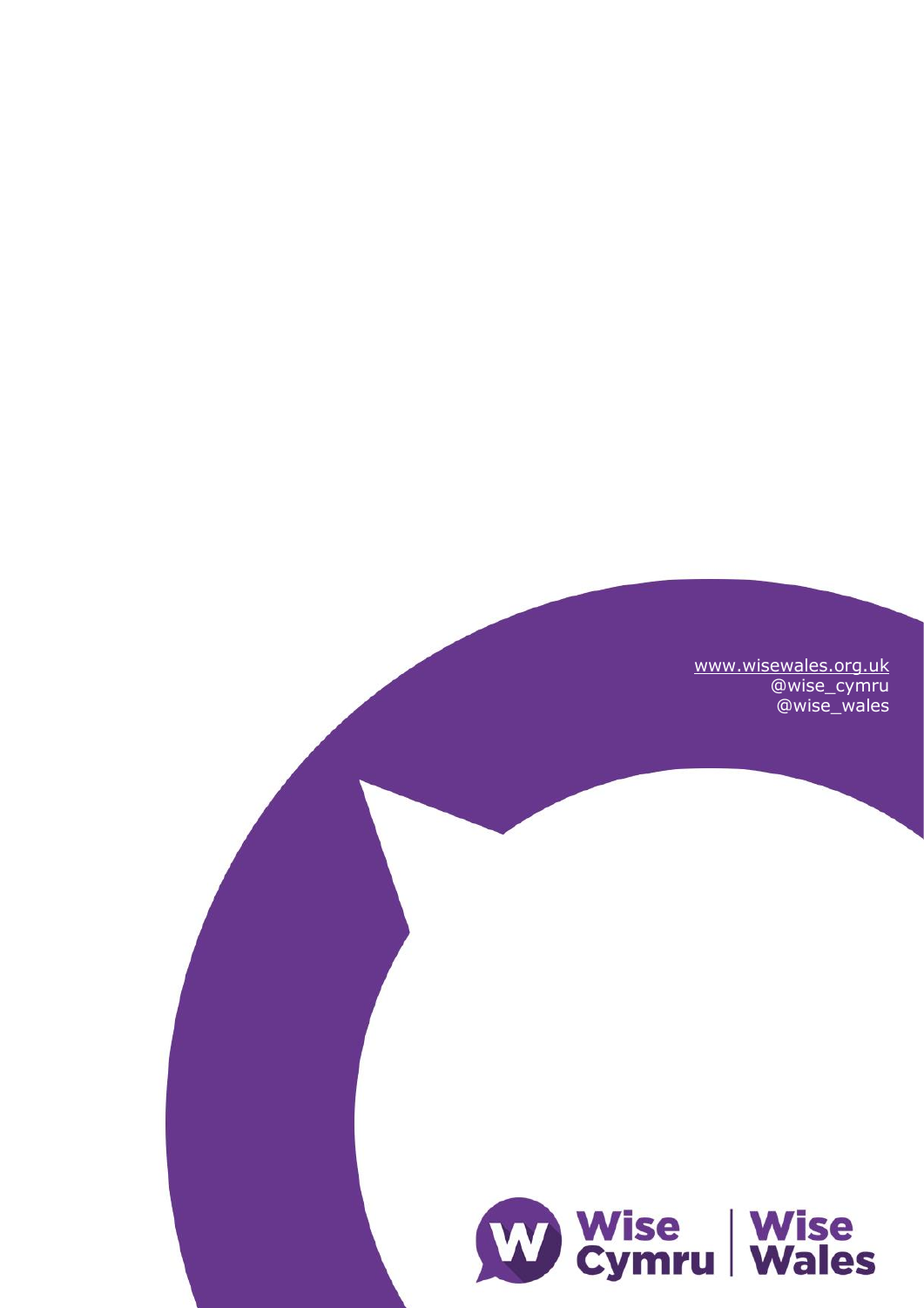www.wisewales.org.uk
@wise_cymru
@wise_wales

Wise Cymru | Wise Wales